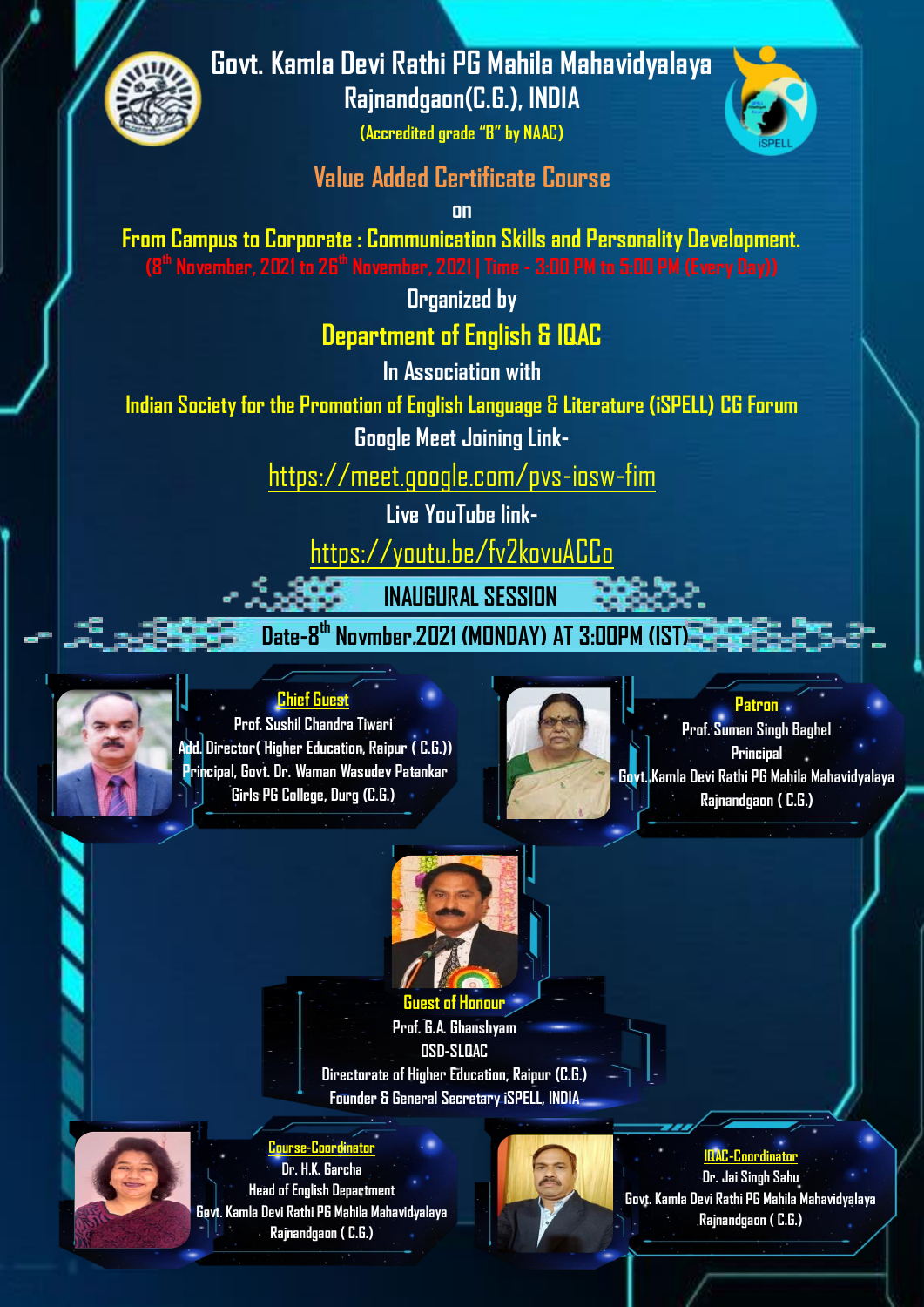# Govt. Kamla Devi Rathi PG Mahila Mahavidyalaya

## Rajnandgaon(C.G.), INDIA

(Accredited grade "B" by NAAC)

## Value Added Certificate Course

on

## From Campus to Corporate : Communication Skills and Personality Development.

(8th November, 2021 to 26th November, 2021 | Time - 3:00 PM to 5:00 PM (Every Day))

Organized by

**Department of English & IQAC**

In Association with

**Indian Society for the Promotion of English Language & Literature (iSPELL) CG Forum**

Google Meet Joining Link-

https://meet.google.com/pvs-iosw-fim

Live YouTube link-

https://youtu.be/fv2kovuACCo

### INAUGURAL SESSION

**Date-8th Novmber.2021 (MONDAY) AT 3:00PM (IST)**

**Chief Guest**
Prof. Sushil Chandra Tiwari
Add. Director( Higher Education, Raipur ( C.G.))
Principal, Govt. Dr. Waman Wasudev Patankar Girls PG College, Durg (C.G.)

**Patron**
Prof. Suman Singh Baghel
Principal
Govt. Kamla Devi Rathi PG Mahila Mahavidyalaya
Rajnandgaon ( C.G.)

**Guest of Honour**
Prof. G.A. Ghanshyam
OSD-SLQAC
Directorate of Higher Education, Raipur (C.G.)
Founder & General Secretary iSPELL, INDIA

**Course-Coordinator**
Dr. H.K. Garcha
Head of English Department
Govt. Kamla Devi Rathi PG Mahila Mahavidyalaya
Rajnandgaon ( C.G.)

**IQAC-Coordinator**
Dr. Jai Singh Sahu
Govt. Kamla Devi Rathi PG Mahila Mahavidyalaya
Rajnandgaon ( C.G.)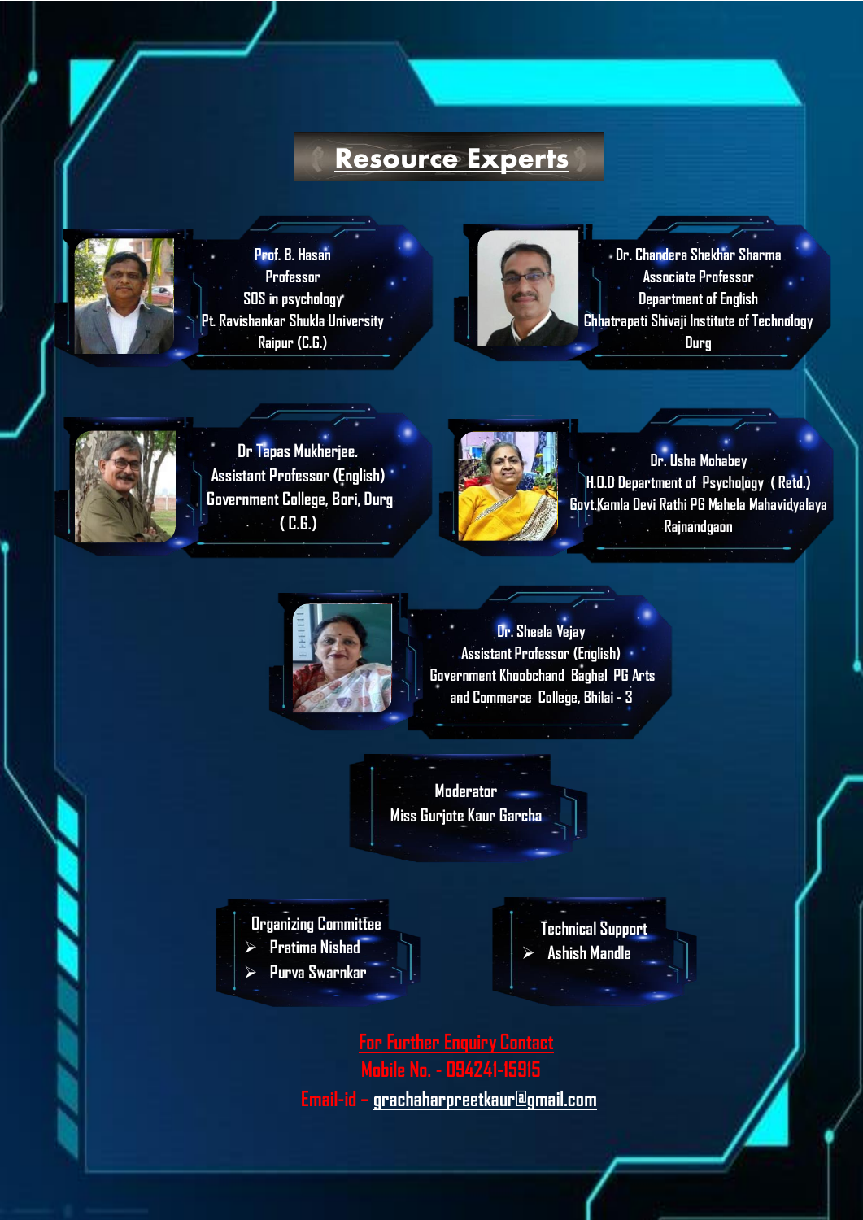# Resource Experts

Prof. B. Hasan
Professor
SOS in psychology
Pt. Ravishankar Shukla University
Raipur (C.G.)

Dr. Chandera Shekhar Sharma
Associate Professor
Department of English
Chhatrapati Shivaji Institute of Technology
Durg

Dr Tapas Mukherjee.
Assistant Professor (English)
Government College, Bori, Durg
( C.G.)

Dr. Usha Mohabey
H.O.D Department of Psychology ( Retd.)
Govt.Kamla Devi Rathi PG Mahela Mahavidyalaya
Rajnandgaon

Dr. Sheela Vejay
Assistant Professor (English)
Government Khoobchand Baghel PG Arts
and Commerce College, Bhilai - 3

Moderator
Miss Gurjote Kaur Garcha

Organizing Committee
- Pratima Nishad
- Purva Swarnkar

Technical Support
- Ashish Mandle

For Further Enquiry Contact
Mobile No. - 094241-15915
Email-id – grachaharpreetkaur@gmail.com